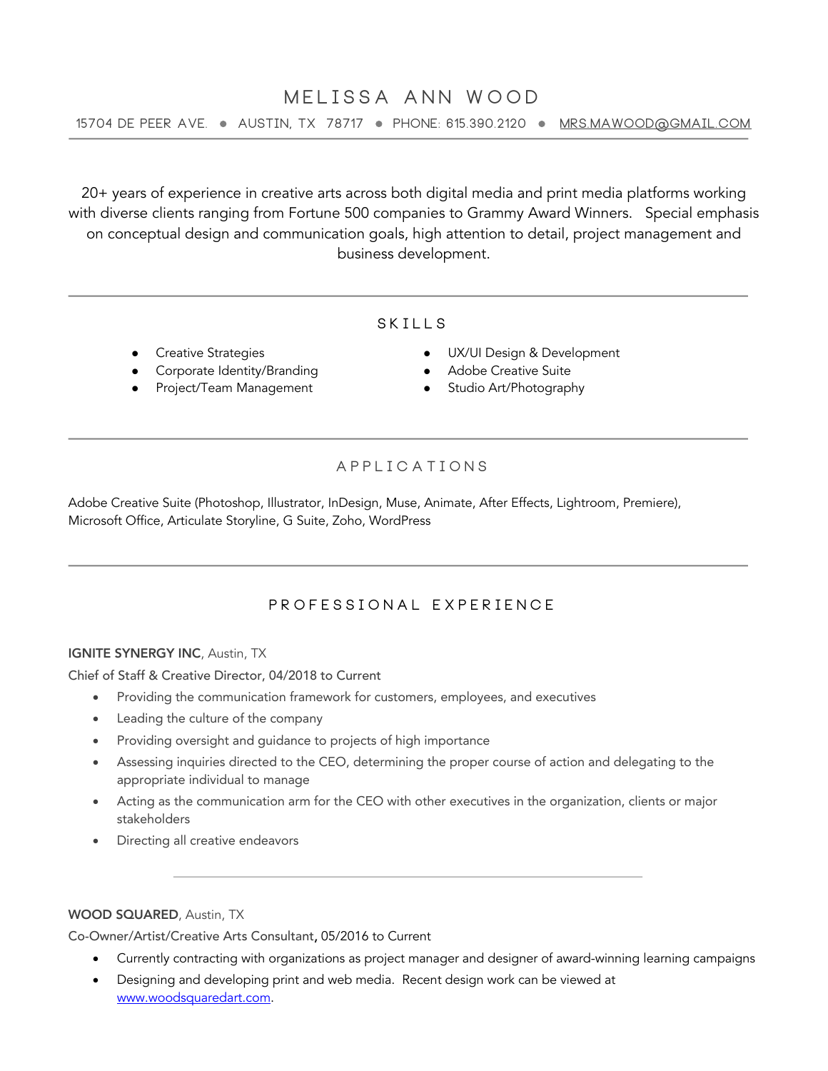# MELISSA ANN WOOD

15704 DE PEER AVE. ● AUSTIN, TX 78717 ● PHONE: 615.390.2120 ● MRS.MAWOOD@GMAIL.COM

---

20+ years of experience in creative arts across both digital media and print media platforms working with diverse clients ranging from Fortune 500 companies to Grammy Award Winners. Special emphasis on conceptual design and communication goals, high attention to detail, project management and business development.

---

## SKILLS

- Creative Strategies
- Corporate Identity/Branding
- Project/Team Management
- UX/UI Design & Development
- Adobe Creative Suite
- Studio Art/Photography

---

## APPLICATIONS

Adobe Creative Suite (Photoshop, Illustrator, InDesign, Muse, Animate, After Effects, Lightroom, Premiere), Microsoft Office, Articulate Storyline, G Suite, Zoho, WordPress

---

## PROFESSIONAL EXPERIENCE

**IGNITE SYNERGY INC**, Austin, TX

Chief of Staff & Creative Director, 04/2018 to Current

- Providing the communication framework for customers, employees, and executives
- Leading the culture of the company
- Providing oversight and guidance to projects of high importance
- Assessing inquiries directed to the CEO, determining the proper course of action and delegating to the appropriate individual to manage
- Acting as the communication arm for the CEO with other executives in the organization, clients or major stakeholders
- Directing all creative endeavors

---

**WOOD SQUARED**, Austin, TX

Co-Owner/Artist/Creative Arts Consultant**,** 05/2016 to Current

- Currently contracting with organizations as project manager and designer of award-winning learning campaigns
- Designing and developing print and web media. Recent design work can be viewed at www.woodsquaredart.com.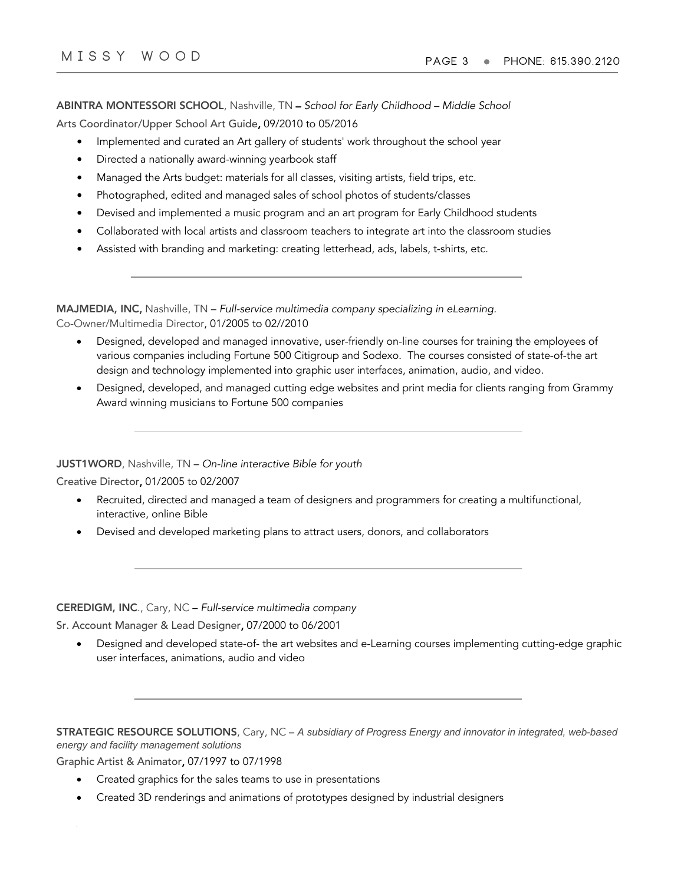**ABINTRA MONTESSORI SCHOOL**, Nashville, TN – *School for Early Childhood – Middle School*

Arts Coordinator/Upper School Art Guide, 09/2010 to 05/2016

- Implemented and curated an Art gallery of students' work throughout the school year
- Directed a nationally award-winning yearbook staff
- Managed the Arts budget: materials for all classes, visiting artists, field trips, etc.
- Photographed, edited and managed sales of school photos of students/classes
- Devised and implemented a music program and an art program for Early Childhood students
- Collaborated with local artists and classroom teachers to integrate art into the classroom studies
- Assisted with branding and marketing: creating letterhead, ads, labels, t-shirts, etc.

---

**MAJMEDIA, INC,** Nashville, TN – *Full-service multimedia company specializing in eLearning.*

Co-Owner/Multimedia Director, 01/2005 to 02//2010

- Designed, developed and managed innovative, user-friendly on-line courses for training the employees of various companies including Fortune 500 Citigroup and Sodexo. The courses consisted of state-of-the art design and technology implemented into graphic user interfaces, animation, audio, and video.
- Designed, developed, and managed cutting edge websites and print media for clients ranging from Grammy Award winning musicians to Fortune 500 companies

---

**JUST1WORD**, Nashville, TN – *On-line interactive Bible for youth*

Creative Director, 01/2005 to 02/2007

- Recruited, directed and managed a team of designers and programmers for creating a multifunctional, interactive, online Bible
- Devised and developed marketing plans to attract users, donors, and collaborators

---

**CEREDIGM, INC**., Cary, NC – *Full-service multimedia company*

Sr. Account Manager & Lead Designer, 07/2000 to 06/2001

- Designed and developed state-of- the art websites and e-Learning courses implementing cutting-edge graphic user interfaces, animations, audio and video

---

**STRATEGIC RESOURCE SOLUTIONS**, Cary, NC – *A subsidiary of Progress Energy and innovator in integrated, web-based energy and facility management solutions*

Graphic Artist & Animator, 07/1997 to 07/1998

- Created graphics for the sales teams to use in presentations
- Created 3D renderings and animations of prototypes designed by industrial designers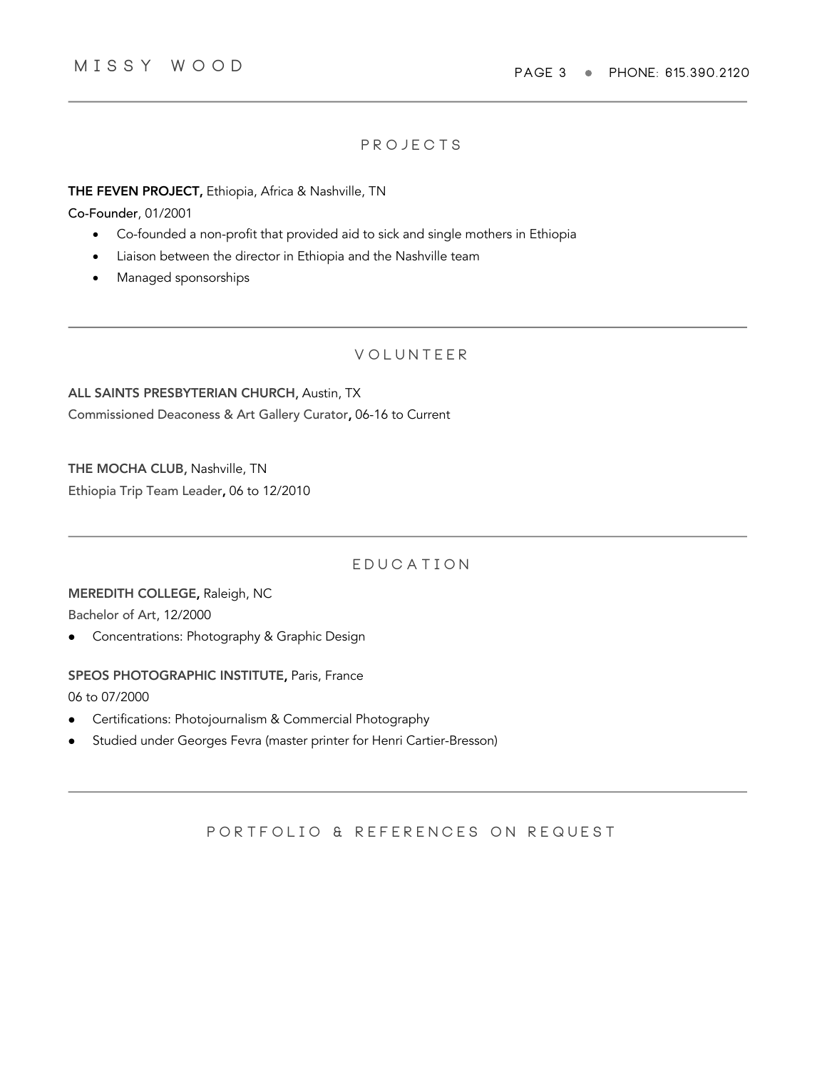## PROJECTS

**THE FEVEN PROJECT,** Ethiopia, Africa & Nashville, TN

Co-Founder, 01/2001

- Co-founded a non-profit that provided aid to sick and single mothers in Ethiopia
- Liaison between the director in Ethiopia and the Nashville team
- Managed sponsorships

## VOLUNTEER

**ALL SAINTS PRESBYTERIAN CHURCH,** Austin, TX

Commissioned Deaconess & Art Gallery Curator, 06-16 to Current

**THE MOCHA CLUB,** Nashville, TN

Ethiopia Trip Team Leader, 06 to 12/2010

## EDUCATION

**MEREDITH COLLEGE,** Raleigh, NC

Bachelor of Art, 12/2000

- Concentrations: Photography & Graphic Design

**SPEOS PHOTOGRAPHIC INSTITUTE,** Paris, France

06 to 07/2000

- Certifications: Photojournalism & Commercial Photography
- Studied under Georges Fevra (master printer for Henri Cartier-Bresson)

## PORTFOLIO & REFERENCES ON REQUEST